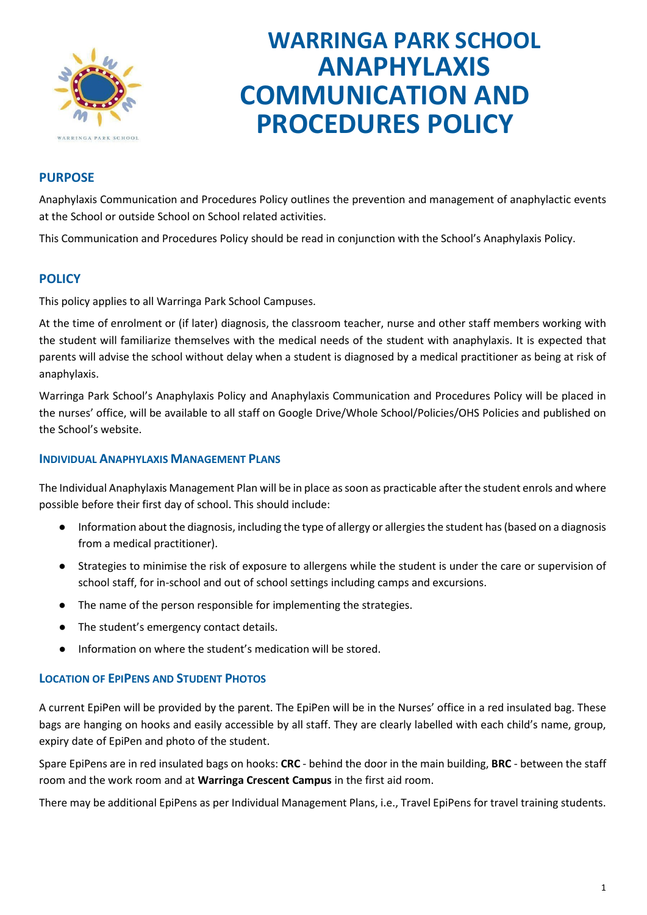# WARRINGA PARK SCHOOL ANAPHYLAXIS COMMUNICATION AND PROCEDURES POLICY

## PURPOSE

Anaphylaxis Communication and Procedures Policy outlines the prevention and management of anaphylactic events at the School or outside School on School related activities.

This Communication and Procedures Policy should be read in conjunction with the School's Anaphylaxis Policy.

## POLICY

This policy applies to all Warringa Park School Campuses.

At the time of enrolment or (if later) diagnosis, the classroom teacher, nurse and other staff members working with the student will familiarize themselves with the medical needs of the student with anaphylaxis. It is expected that parents will advise the school without delay when a student is diagnosed by a medical practitioner as being at risk of anaphylaxis.

Warringa Park School's Anaphylaxis Policy and Anaphylaxis Communication and Procedures Policy will be placed in the nurses' office, will be available to all staff on Google Drive/Whole School/Policies/OHS Policies and published on the School's website.

### INDIVIDUAL ANAPHYLAXIS MANAGEMENT PLANS

The Individual Anaphylaxis Management Plan will be in place as soon as practicable after the student enrols and where possible before their first day of school. This should include:

- Information about the diagnosis, including the type of allergy or allergies the student has (based on a diagnosis from a medical practitioner).
- Strategies to minimise the risk of exposure to allergens while the student is under the care or supervision of school staff, for in-school and out of school settings including camps and excursions.
- The name of the person responsible for implementing the strategies.
- The student's emergency contact details.
- Information on where the student's medication will be stored.

### LOCATION OF EPIPENS AND STUDENT PHOTOS

A current EpiPen will be provided by the parent. The EpiPen will be in the Nurses' office in a red insulated bag. These bags are hanging on hooks and easily accessible by all staff. They are clearly labelled with each child's name, group, expiry date of EpiPen and photo of the student.

Spare EpiPens are in red insulated bags on hooks: **CRC** - behind the door in the main building, **BRC** - between the staff room and the work room and at **Warringa Crescent Campus** in the first aid room.

There may be additional EpiPens as per Individual Management Plans, i.e., Travel EpiPens for travel training students.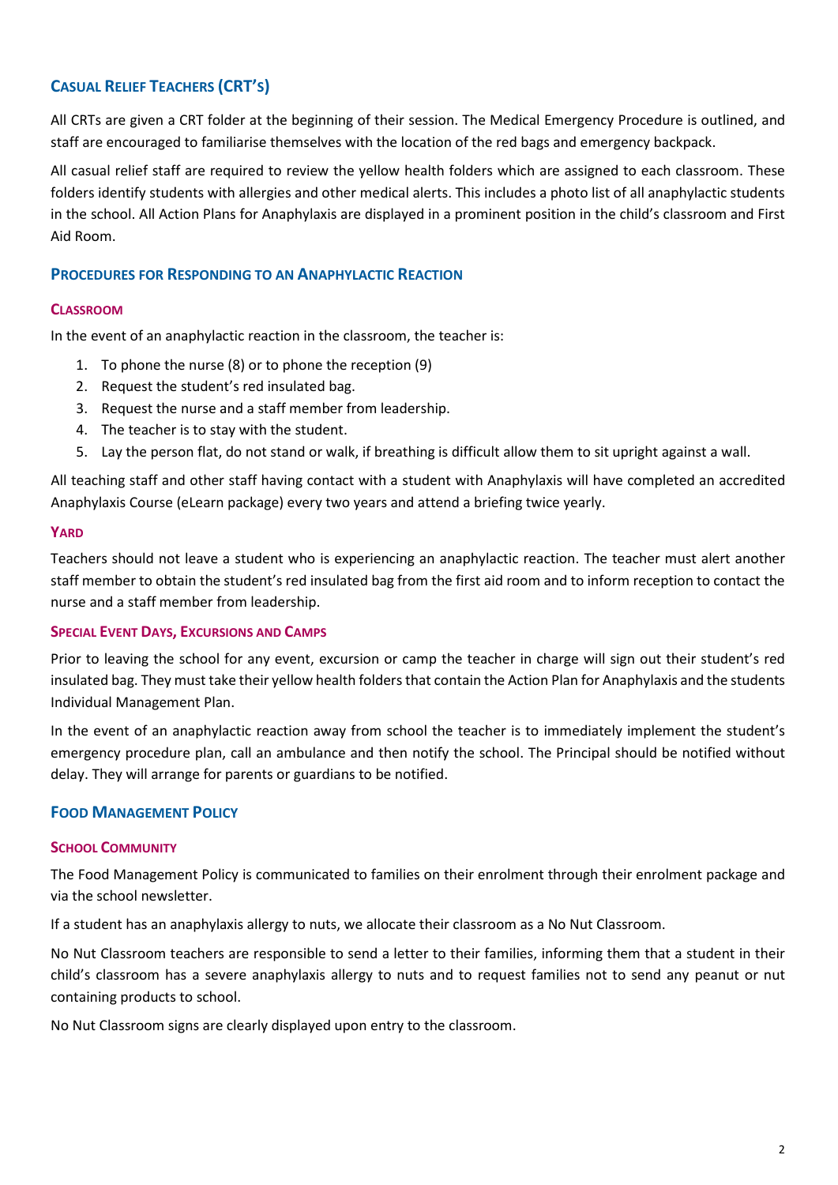## Casual Relief Teachers (CRT's)

All CRTs are given a CRT folder at the beginning of their session. The Medical Emergency Procedure is outlined, and staff are encouraged to familiarise themselves with the location of the red bags and emergency backpack.

All casual relief staff are required to review the yellow health folders which are assigned to each classroom. These folders identify students with allergies and other medical alerts. This includes a photo list of all anaphylactic students in the school. All Action Plans for Anaphylaxis are displayed in a prominent position in the child's classroom and First Aid Room.

## Procedures for Responding to an Anaphylactic Reaction

### Classroom

In the event of an anaphylactic reaction in the classroom, the teacher is:

1. To phone the nurse (8) or to phone the reception (9)
2. Request the student's red insulated bag.
3. Request the nurse and a staff member from leadership.
4. The teacher is to stay with the student.
5. Lay the person flat, do not stand or walk, if breathing is difficult allow them to sit upright against a wall.

All teaching staff and other staff having contact with a student with Anaphylaxis will have completed an accredited Anaphylaxis Course (eLearn package) every two years and attend a briefing twice yearly.

### Yard

Teachers should not leave a student who is experiencing an anaphylactic reaction. The teacher must alert another staff member to obtain the student's red insulated bag from the first aid room and to inform reception to contact the nurse and a staff member from leadership.

### Special Event Days, Excursions and Camps

Prior to leaving the school for any event, excursion or camp the teacher in charge will sign out their student's red insulated bag. They must take their yellow health folders that contain the Action Plan for Anaphylaxis and the students Individual Management Plan.

In the event of an anaphylactic reaction away from school the teacher is to immediately implement the student's emergency procedure plan, call an ambulance and then notify the school. The Principal should be notified without delay. They will arrange for parents or guardians to be notified.

## Food Management Policy

### School Community

The Food Management Policy is communicated to families on their enrolment through their enrolment package and via the school newsletter.

If a student has an anaphylaxis allergy to nuts, we allocate their classroom as a No Nut Classroom.

No Nut Classroom teachers are responsible to send a letter to their families, informing them that a student in their child's classroom has a severe anaphylaxis allergy to nuts and to request families not to send any peanut or nut containing products to school.

No Nut Classroom signs are clearly displayed upon entry to the classroom.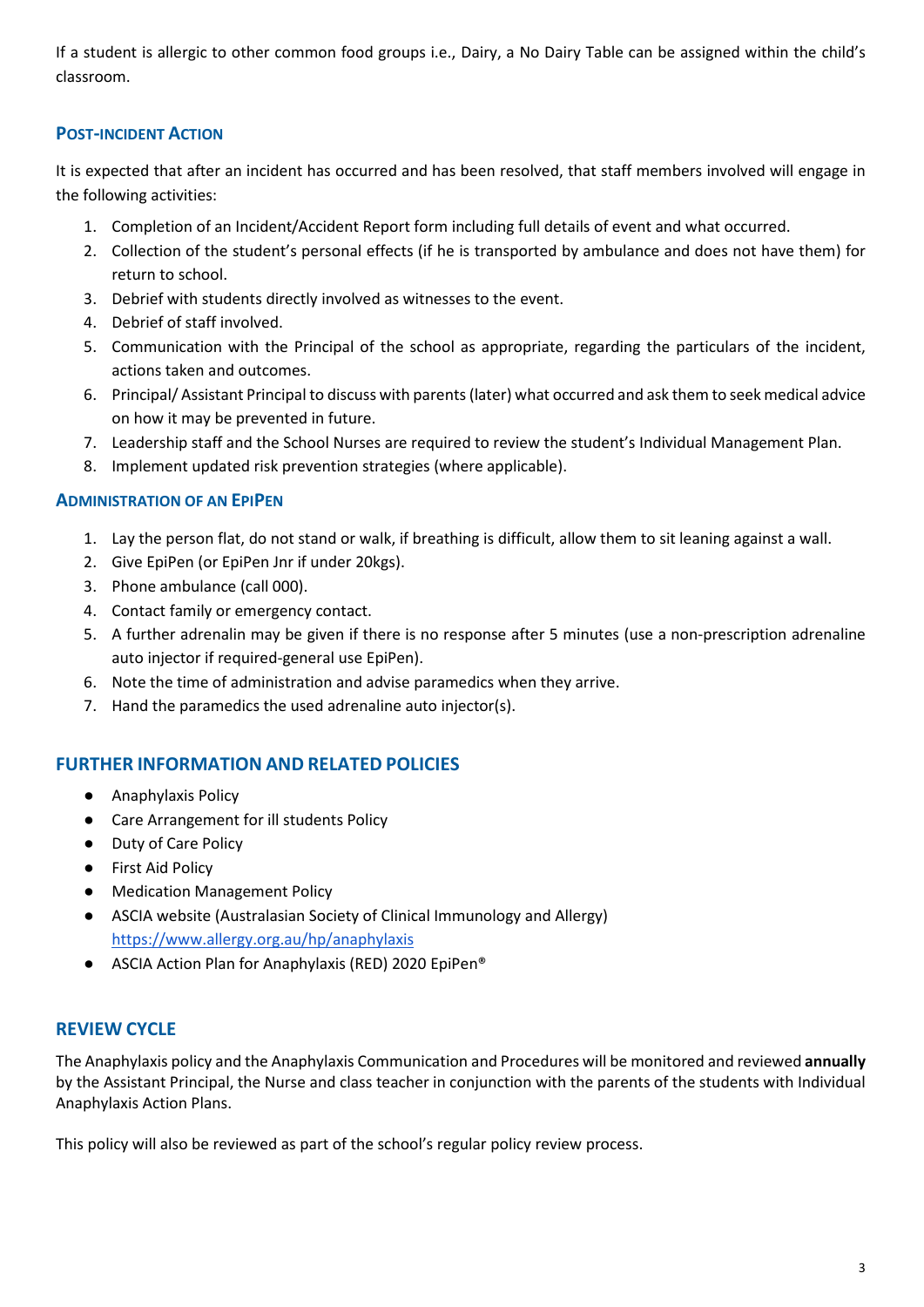If a student is allergic to other common food groups i.e., Dairy, a No Dairy Table can be assigned within the child's classroom.

### POST-INCIDENT ACTION

It is expected that after an incident has occurred and has been resolved, that staff members involved will engage in the following activities:

1. Completion of an Incident/Accident Report form including full details of event and what occurred.
2. Collection of the student's personal effects (if he is transported by ambulance and does not have them) for return to school.
3. Debrief with students directly involved as witnesses to the event.
4. Debrief of staff involved.
5. Communication with the Principal of the school as appropriate, regarding the particulars of the incident, actions taken and outcomes.
6. Principal/ Assistant Principal to discuss with parents (later) what occurred and ask them to seek medical advice on how it may be prevented in future.
7. Leadership staff and the School Nurses are required to review the student's Individual Management Plan.
8. Implement updated risk prevention strategies (where applicable).

### ADMINISTRATION OF AN EPIPEN

1. Lay the person flat, do not stand or walk, if breathing is difficult, allow them to sit leaning against a wall.
2. Give EpiPen (or EpiPen Jnr if under 20kgs).
3. Phone ambulance (call 000).
4. Contact family or emergency contact.
5. A further adrenalin may be given if there is no response after 5 minutes (use a non-prescription adrenaline auto injector if required-general use EpiPen).
6. Note the time of administration and advise paramedics when they arrive.
7. Hand the paramedics the used adrenaline auto injector(s).

## FURTHER INFORMATION AND RELATED POLICIES

- Anaphylaxis Policy
- Care Arrangement for ill students Policy
- Duty of Care Policy
- First Aid Policy
- Medication Management Policy
- ASCIA website (Australasian Society of Clinical Immunology and Allergy) https://www.allergy.org.au/hp/anaphylaxis
- ASCIA Action Plan for Anaphylaxis (RED) 2020 EpiPen®

## REVIEW CYCLE

The Anaphylaxis policy and the Anaphylaxis Communication and Procedures will be monitored and reviewed **annually** by the Assistant Principal, the Nurse and class teacher in conjunction with the parents of the students with Individual Anaphylaxis Action Plans.

This policy will also be reviewed as part of the school's regular policy review process.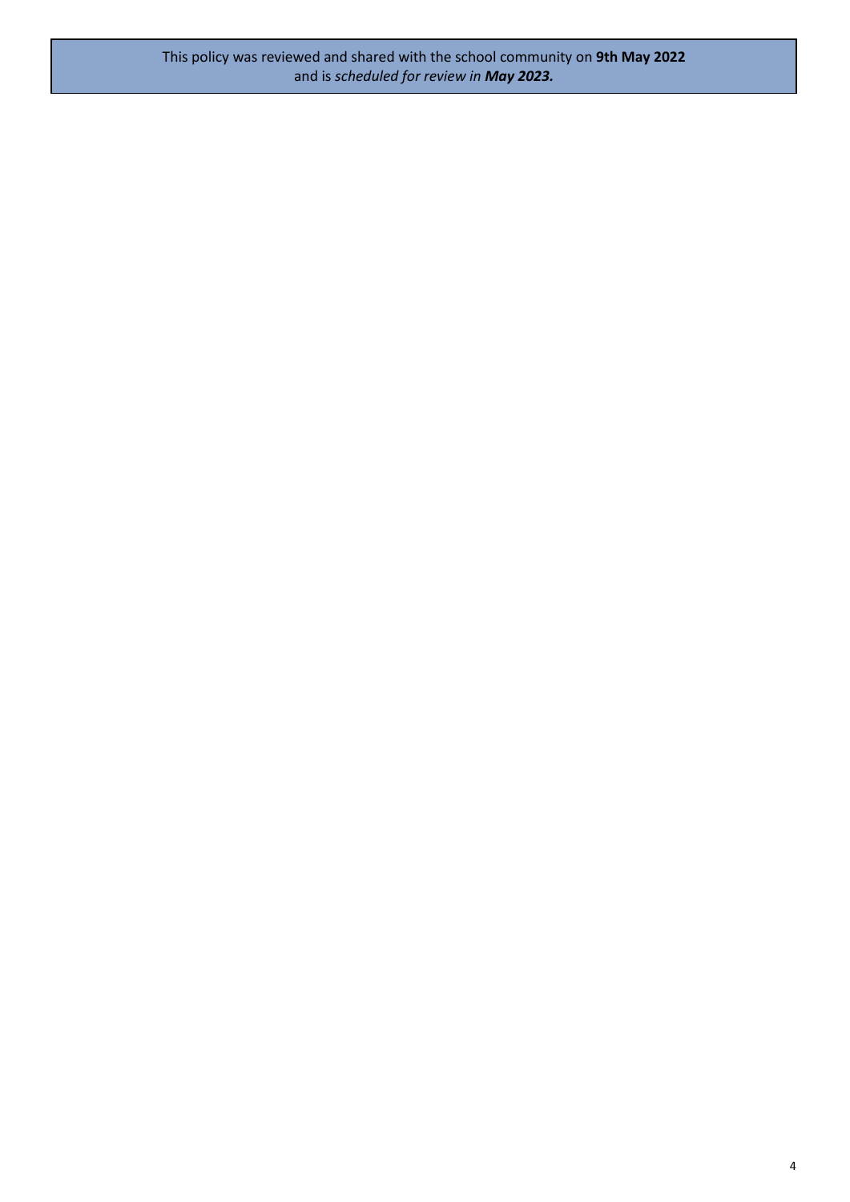This policy was reviewed and shared with the school community on **9th May 2022** and is *scheduled for review in **May 2023.***